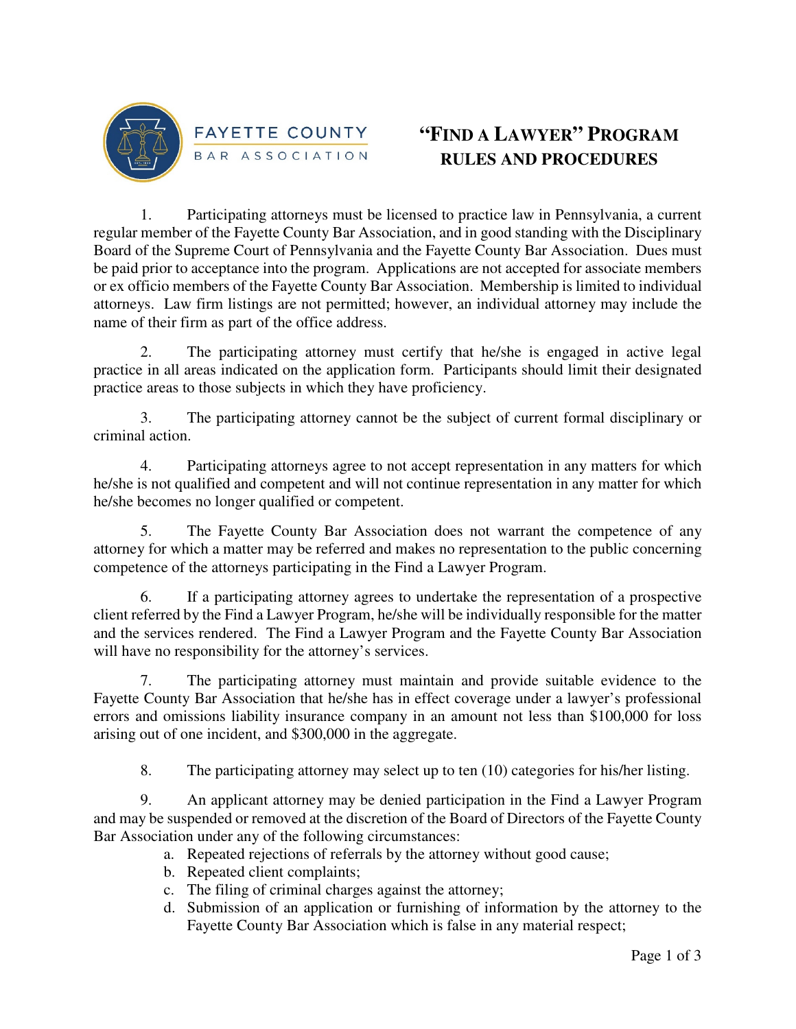FAYETTE COUNTY BAR ASSOCIATION

# "FIND A LAWYER" PROGRAM RULES AND PROCEDURES

1. Participating attorneys must be licensed to practice law in Pennsylvania, a current regular member of the Fayette County Bar Association, and in good standing with the Disciplinary Board of the Supreme Court of Pennsylvania and the Fayette County Bar Association. Dues must be paid prior to acceptance into the program. Applications are not accepted for associate members or ex officio members of the Fayette County Bar Association. Membership is limited to individual attorneys. Law firm listings are not permitted; however, an individual attorney may include the name of their firm as part of the office address.

2. The participating attorney must certify that he/she is engaged in active legal practice in all areas indicated on the application form. Participants should limit their designated practice areas to those subjects in which they have proficiency.

3. The participating attorney cannot be the subject of current formal disciplinary or criminal action.

4. Participating attorneys agree to not accept representation in any matters for which he/she is not qualified and competent and will not continue representation in any matter for which he/she becomes no longer qualified or competent.

5. The Fayette County Bar Association does not warrant the competence of any attorney for which a matter may be referred and makes no representation to the public concerning competence of the attorneys participating in the Find a Lawyer Program.

6. If a participating attorney agrees to undertake the representation of a prospective client referred by the Find a Lawyer Program, he/she will be individually responsible for the matter and the services rendered. The Find a Lawyer Program and the Fayette County Bar Association will have no responsibility for the attorney's services.

7. The participating attorney must maintain and provide suitable evidence to the Fayette County Bar Association that he/she has in effect coverage under a lawyer's professional errors and omissions liability insurance company in an amount not less than $100,000 for loss arising out of one incident, and $300,000 in the aggregate.

8. The participating attorney may select up to ten (10) categories for his/her listing.

9. An applicant attorney may be denied participation in the Find a Lawyer Program and may be suspended or removed at the discretion of the Board of Directors of the Fayette County Bar Association under any of the following circumstances:
   a. Repeated rejections of referrals by the attorney without good cause;
   b. Repeated client complaints;
   c. The filing of criminal charges against the attorney;
   d. Submission of an application or furnishing of information by the attorney to the Fayette County Bar Association which is false in any material respect;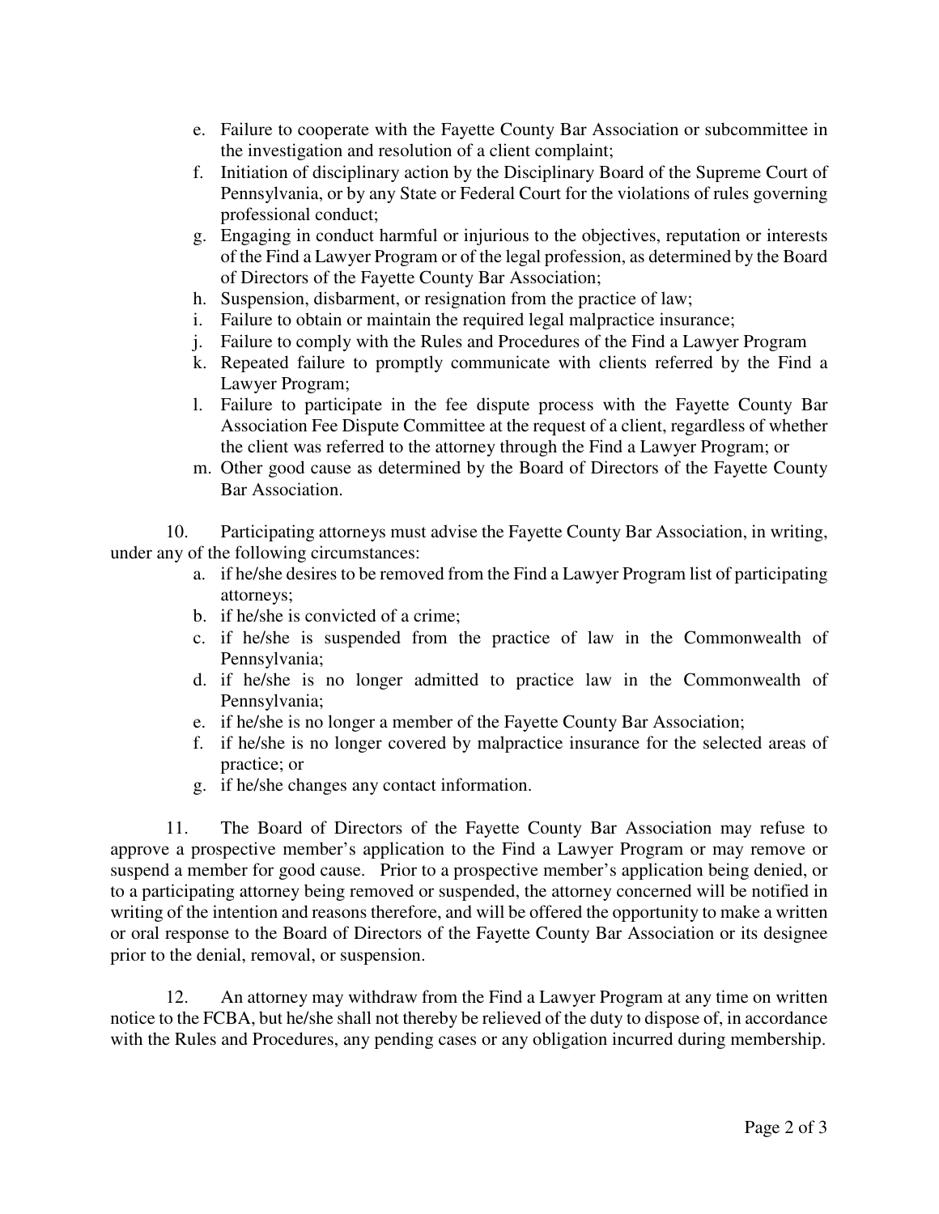e. Failure to cooperate with the Fayette County Bar Association or subcommittee in the investigation and resolution of a client complaint;
f. Initiation of disciplinary action by the Disciplinary Board of the Supreme Court of Pennsylvania, or by any State or Federal Court for the violations of rules governing professional conduct;
g. Engaging in conduct harmful or injurious to the objectives, reputation or interests of the Find a Lawyer Program or of the legal profession, as determined by the Board of Directors of the Fayette County Bar Association;
h. Suspension, disbarment, or resignation from the practice of law;
i. Failure to obtain or maintain the required legal malpractice insurance;
j. Failure to comply with the Rules and Procedures of the Find a Lawyer Program
k. Repeated failure to promptly communicate with clients referred by the Find a Lawyer Program;
l. Failure to participate in the fee dispute process with the Fayette County Bar Association Fee Dispute Committee at the request of a client, regardless of whether the client was referred to the attorney through the Find a Lawyer Program; or
m. Other good cause as determined by the Board of Directors of the Fayette County Bar Association.

10. Participating attorneys must advise the Fayette County Bar Association, in writing, under any of the following circumstances:

a. if he/she desires to be removed from the Find a Lawyer Program list of participating attorneys;
b. if he/she is convicted of a crime;
c. if he/she is suspended from the practice of law in the Commonwealth of Pennsylvania;
d. if he/she is no longer admitted to practice law in the Commonwealth of Pennsylvania;
e. if he/she is no longer a member of the Fayette County Bar Association;
f. if he/she is no longer covered by malpractice insurance for the selected areas of practice; or
g. if he/she changes any contact information.

11. The Board of Directors of the Fayette County Bar Association may refuse to approve a prospective member's application to the Find a Lawyer Program or may remove or suspend a member for good cause. Prior to a prospective member's application being denied, or to a participating attorney being removed or suspended, the attorney concerned will be notified in writing of the intention and reasons therefore, and will be offered the opportunity to make a written or oral response to the Board of Directors of the Fayette County Bar Association or its designee prior to the denial, removal, or suspension.

12. An attorney may withdraw from the Find a Lawyer Program at any time on written notice to the FCBA, but he/she shall not thereby be relieved of the duty to dispose of, in accordance with the Rules and Procedures, any pending cases or any obligation incurred during membership.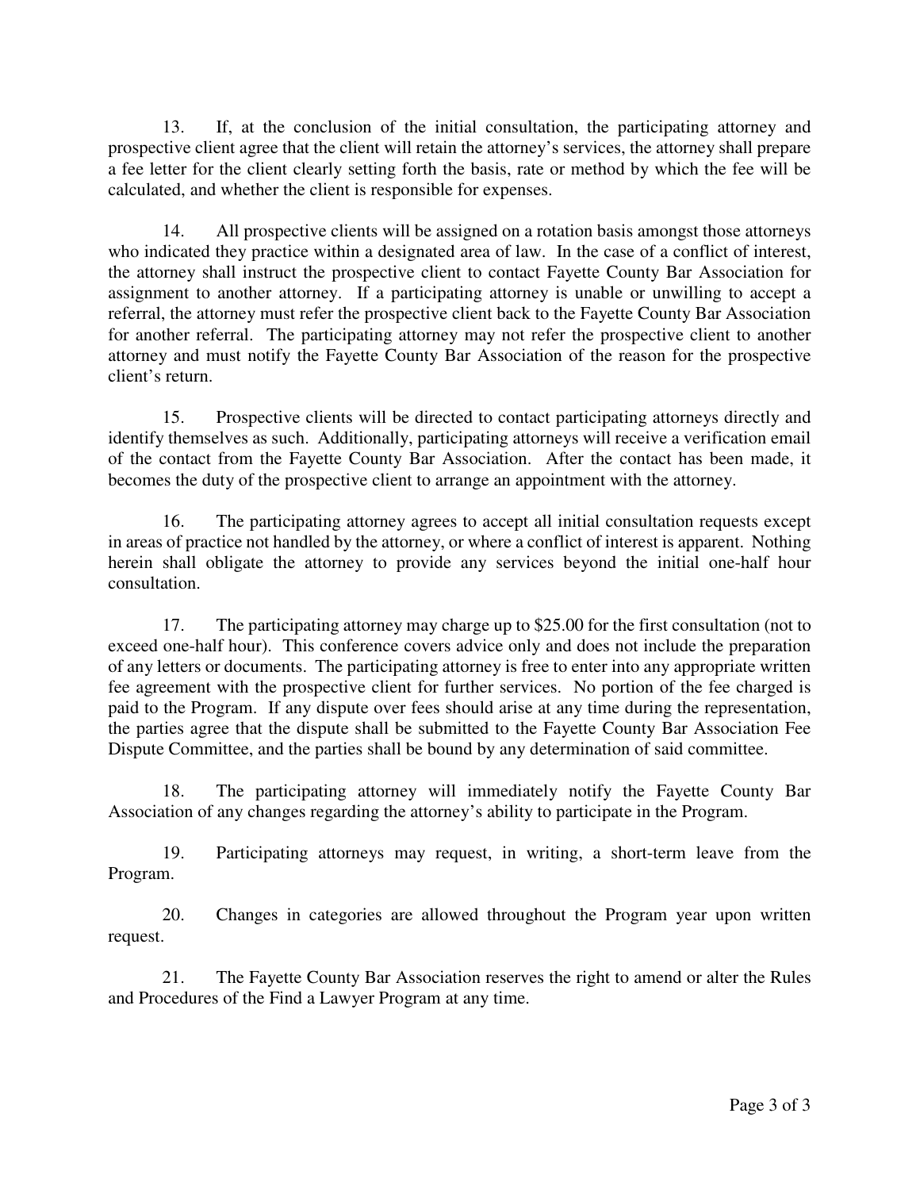13. If, at the conclusion of the initial consultation, the participating attorney and prospective client agree that the client will retain the attorney's services, the attorney shall prepare a fee letter for the client clearly setting forth the basis, rate or method by which the fee will be calculated, and whether the client is responsible for expenses.

14. All prospective clients will be assigned on a rotation basis amongst those attorneys who indicated they practice within a designated area of law. In the case of a conflict of interest, the attorney shall instruct the prospective client to contact Fayette County Bar Association for assignment to another attorney. If a participating attorney is unable or unwilling to accept a referral, the attorney must refer the prospective client back to the Fayette County Bar Association for another referral. The participating attorney may not refer the prospective client to another attorney and must notify the Fayette County Bar Association of the reason for the prospective client's return.

15. Prospective clients will be directed to contact participating attorneys directly and identify themselves as such. Additionally, participating attorneys will receive a verification email of the contact from the Fayette County Bar Association. After the contact has been made, it becomes the duty of the prospective client to arrange an appointment with the attorney.

16. The participating attorney agrees to accept all initial consultation requests except in areas of practice not handled by the attorney, or where a conflict of interest is apparent. Nothing herein shall obligate the attorney to provide any services beyond the initial one-half hour consultation.

17. The participating attorney may charge up to $25.00 for the first consultation (not to exceed one-half hour). This conference covers advice only and does not include the preparation of any letters or documents. The participating attorney is free to enter into any appropriate written fee agreement with the prospective client for further services. No portion of the fee charged is paid to the Program. If any dispute over fees should arise at any time during the representation, the parties agree that the dispute shall be submitted to the Fayette County Bar Association Fee Dispute Committee, and the parties shall be bound by any determination of said committee.

18. The participating attorney will immediately notify the Fayette County Bar Association of any changes regarding the attorney's ability to participate in the Program.

19. Participating attorneys may request, in writing, a short-term leave from the Program.

20. Changes in categories are allowed throughout the Program year upon written request.

21. The Fayette County Bar Association reserves the right to amend or alter the Rules and Procedures of the Find a Lawyer Program at any time.